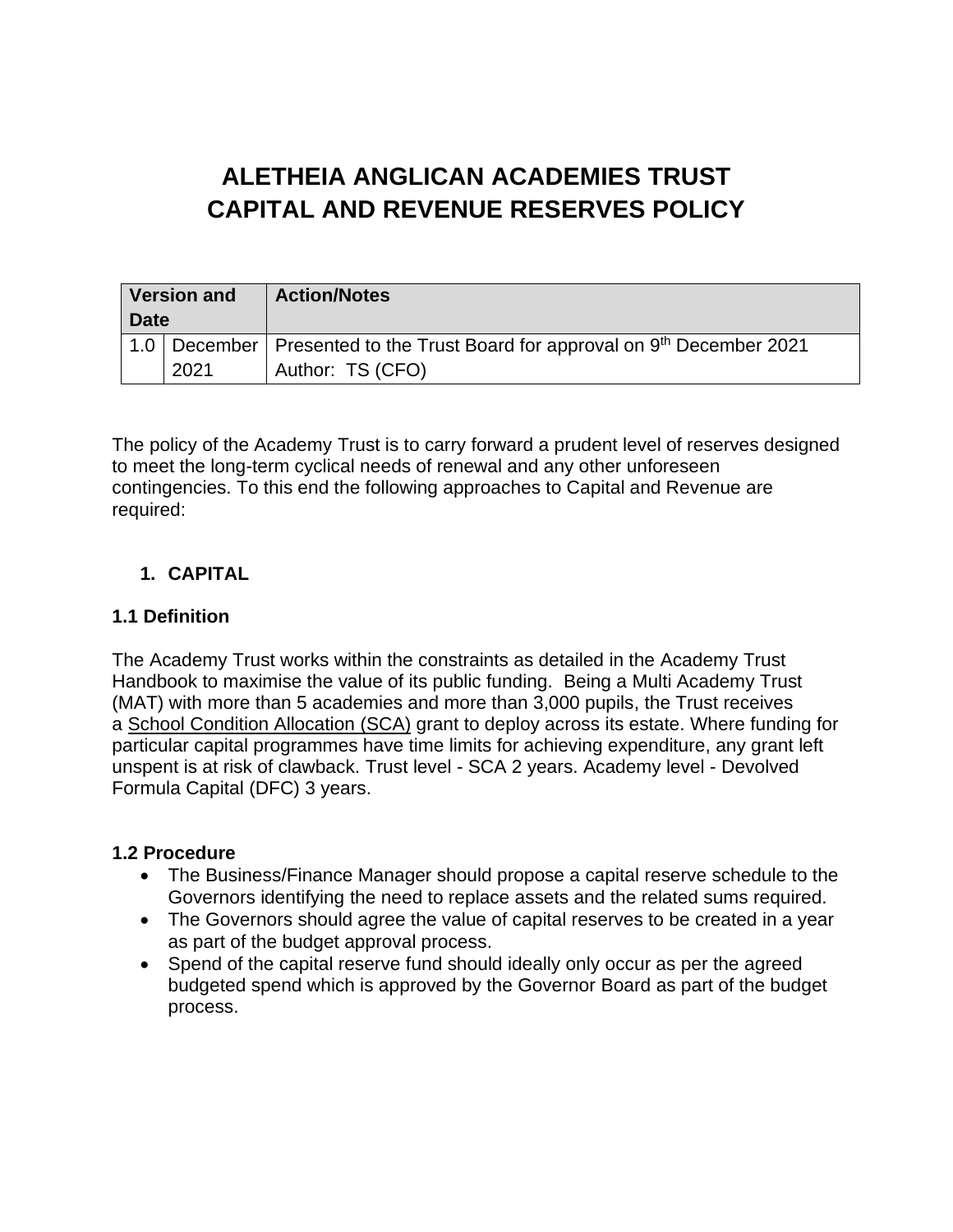# ALETHEIA ANGLICAN ACADEMIES TRUST
# CAPITAL AND REVENUE RESERVES POLICY

| Version and Date | | Action/Notes |
|---|---|---|
| 1.0 | December 2021 | Presented to the Trust Board for approval on 9th December 2021<br>Author: TS (CFO) |

The policy of the Academy Trust is to carry forward a prudent level of reserves designed to meet the long-term cyclical needs of renewal and any other unforeseen contingencies. To this end the following approaches to Capital and Revenue are required:

## 1. CAPITAL

### 1.1 Definition

The Academy Trust works within the constraints as detailed in the Academy Trust Handbook to maximise the value of its public funding. Being a Multi Academy Trust (MAT) with more than 5 academies and more than 3,000 pupils, the Trust receives a School Condition Allocation (SCA) grant to deploy across its estate. Where funding for particular capital programmes have time limits for achieving expenditure, any grant left unspent is at risk of clawback. Trust level - SCA 2 years. Academy level - Devolved Formula Capital (DFC) 3 years.

### 1.2 Procedure

- The Business/Finance Manager should propose a capital reserve schedule to the Governors identifying the need to replace assets and the related sums required.
- The Governors should agree the value of capital reserves to be created in a year as part of the budget approval process.
- Spend of the capital reserve fund should ideally only occur as per the agreed budgeted spend which is approved by the Governor Board as part of the budget process.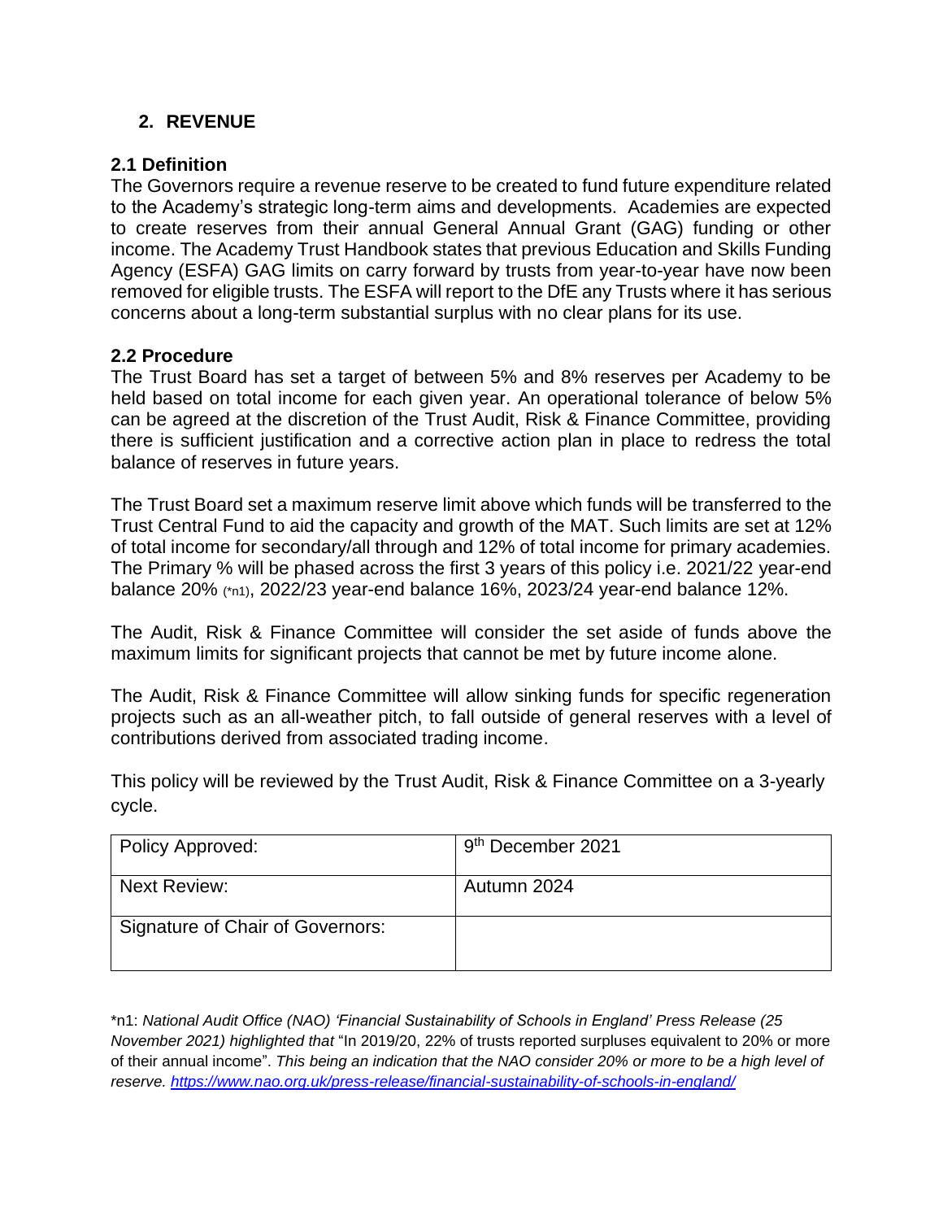## 2. REVENUE

### 2.1 Definition

The Governors require a revenue reserve to be created to fund future expenditure related to the Academy's strategic long-term aims and developments. Academies are expected to create reserves from their annual General Annual Grant (GAG) funding or other income. The Academy Trust Handbook states that previous Education and Skills Funding Agency (ESFA) GAG limits on carry forward by trusts from year-to-year have now been removed for eligible trusts. The ESFA will report to the DfE any Trusts where it has serious concerns about a long-term substantial surplus with no clear plans for its use.

### 2.2 Procedure

The Trust Board has set a target of between 5% and 8% reserves per Academy to be held based on total income for each given year. An operational tolerance of below 5% can be agreed at the discretion of the Trust Audit, Risk & Finance Committee, providing there is sufficient justification and a corrective action plan in place to redress the total balance of reserves in future years.

The Trust Board set a maximum reserve limit above which funds will be transferred to the Trust Central Fund to aid the capacity and growth of the MAT. Such limits are set at 12% of total income for secondary/all through and 12% of total income for primary academies. The Primary % will be phased across the first 3 years of this policy i.e. 2021/22 year-end balance 20% (*n1), 2022/23 year-end balance 16%, 2023/24 year-end balance 12%.

The Audit, Risk & Finance Committee will consider the set aside of funds above the maximum limits for significant projects that cannot be met by future income alone.

The Audit, Risk & Finance Committee will allow sinking funds for specific regeneration projects such as an all-weather pitch, to fall outside of general reserves with a level of contributions derived from associated trading income.

This policy will be reviewed by the Trust Audit, Risk & Finance Committee on a 3-yearly cycle.

| | |
|---|---|
| Policy Approved: | 9th December 2021 |
| Next Review: | Autumn 2024 |
| Signature of Chair of Governors: | |

*n1: *National Audit Office (NAO) 'Financial Sustainability of Schools in England' Press Release (25 November 2021) highlighted that* "In 2019/20, 22% of trusts reported surpluses equivalent to 20% or more of their annual income". *This being an indication that the NAO consider 20% or more to be a high level of reserve.* [https://www.nao.org.uk/press-release/financial-sustainability-of-schools-in-england/](https://www.nao.org.uk/press-release/financial-sustainability-of-schools-in-england/)